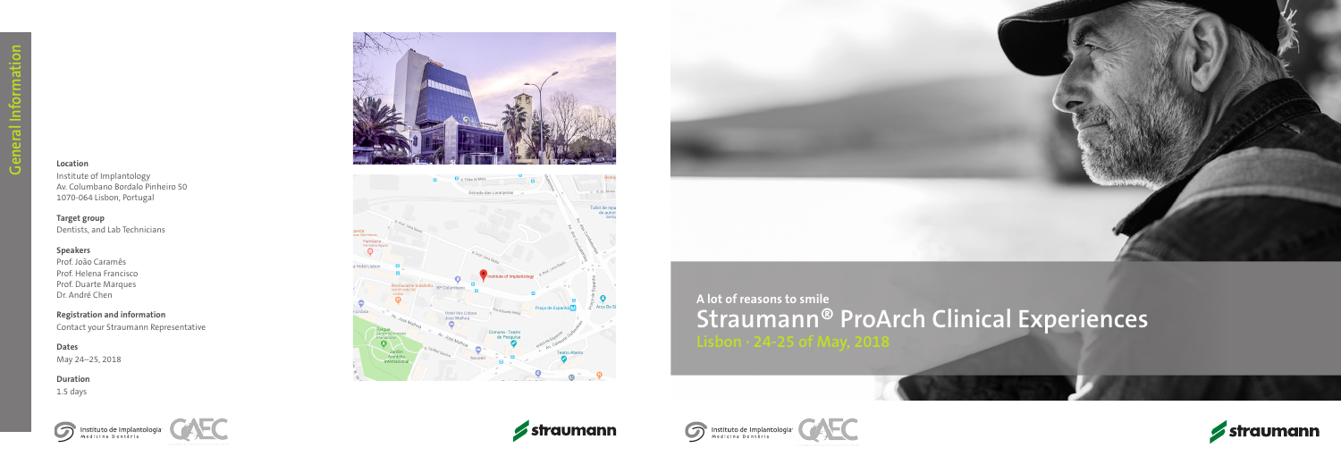# General Information

**Location**
Institute of Implantology
Av. Columbano Bordalo Pinheiro 50
1070-064 Lisbon, Portugal

**Target group**
Dentists, and Lab Technicians

**Speakers**
Prof. João Caramês
Prof. Helena Francisco
Prof. Duarte Marques
Dr. André Chen

**Registration and information**
Contact your Straumann Representative

**Dates**
May 24–25, 2018

**Duration**
1.5 days

Instituto de Implantologia Medicina Dentária

straumann

## A lot of reasons to smile

# Straumann® ProArch Clinical Experiences

### Lisbon · 24-25 of May, 2018

Instituto de Implantologia Medicina Dentária

straumann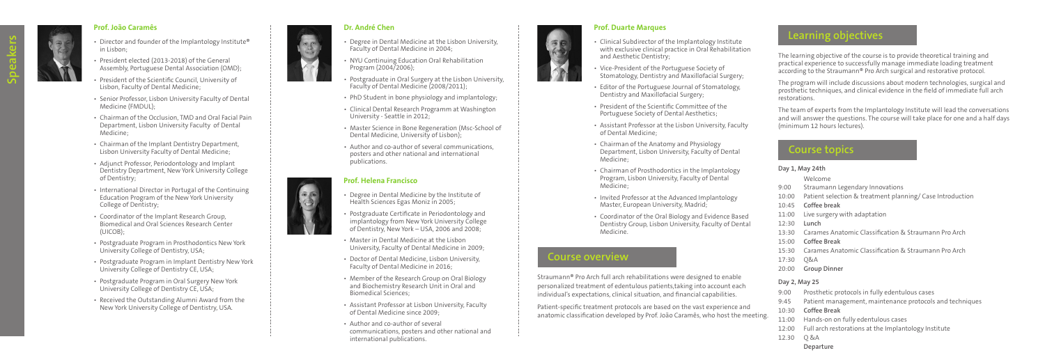# Speakers

### Prof. João Caramês

- Director and founder of the Implantology Institute® in Lisbon;
- President elected (2013-2018) of the General Assembly, Portuguese Dental Association (OMD);
- President of the Scientific Council, University of Lisbon, Faculty of Dental Medicine;
- Senior Professor, Lisbon University Faculty of Dental Medicine (FMDUL);
- Chairman of the Occlusion, TMD and Oral Facial Pain Department, Lisbon University Faculty of Dental Medicine;
- Chairman of the Implant Dentistry Department, Lisbon University Faculty of Dental Medicine;
- Adjunct Professor, Periodontology and Implant Dentistry Department, New York University College of Dentistry;
- International Director in Portugal of the Continuing Education Program of the New York University College of Dentistry;
- Coordinator of the Implant Research Group, Biomedical and Oral Sciences Research Center (UICOB);
- Postgraduate Program in Prosthodontics New York University College of Dentistry, USA;
- Postgraduate Program in Implant Dentistry New York University College of Dentistry CE, USA;
- Postgraduate Program in Oral Surgery New York University College of Dentistry CE, USA;
- Received the Outstanding Alumni Award from the New York University College of Dentistry, USA.

### Dr. André Chen

- Degree in Dental Medicine at the Lisbon University, Faculty of Dental Medicine in 2004;
- NYU Continuing Education Oral Rehabilitation Program (2004/2006);
- Postgraduate in Oral Surgery at the Lisbon University, Faculty of Dental Medicine (2008/2011);
- PhD Student in bone physiology and implantology;
- Clinical Dental Research Programm at Washington University - Seattle in 2012;
- Master Science in Bone Regeneration (Msc-School of Dental Medicine, University of Lisbon);
- Author and co-author of several communications, posters and other national and international publications.

### Prof. Helena Francisco

- Degree in Dental Medicine by the Institute of Health Sciences Egas Moniz in 2005;
- Postgraduate Certificate in Periodontology and implantology from New York University College of Dentistry, New York – USA, 2006 and 2008;
- Master in Dental Medicine at the Lisbon University, Faculty of Dental Medicine in 2009;
- Doctor of Dental Medicine, Lisbon University, Faculty of Dental Medicine in 2016;
- Member of the Research Group on Oral Biology and Biochemistry Research Unit in Oral and Biomedical Sciences;
- Assistant Professor at Lisbon University, Faculty of Dental Medicine since 2009;
- Author and co-author of several communications, posters and other national and international publications.

### Prof. Duarte Marques

- Clinical Subdirector of the Implantology Institute with exclusive clinical practice in Oral Rehabilitation and Aesthetic Dentistry;
- Vice-President of the Portuguese Society of Stomatology, Dentistry and Maxillofacial Surgery;
- Editor of the Portuguese Journal of Stomatology, Dentistry and Maxillofacial Surgery;
- President of the Scientific Committee of the Portuguese Society of Dental Aesthetics;
- Assistant Professor at the Lisbon University, Faculty of Dental Medicine;
- Chairman of the Anatomy and Physiology Department, Lisbon University, Faculty of Dental Medicine;
- Chairman of Prosthodontics in the Implantology Program, Lisbon University, Faculty of Dental Medicine;
- Invited Professor at the Advanced Implantology Master, European University, Madrid;
- Coordinator of the Oral Biology and Evidence Based Dentistry Group, Lisbon University, Faculty of Dental Medicine.

## Course overview

Straumann® Pro Arch full arch rehabilitations were designed to enable personalized treatment of edentulous patients,taking into account each individual's expectations, clinical situation, and financial capabilities.

Patient-specific treatment protocols are based on the vast experience and anatomic classification developed by Prof. João Caramês, who host the meeting.

## Learning objectives

The learning objective of the course is to provide theoretical training and practical experience to successfully manage immediate loading treatment according to the Straumann® Pro Arch surgical and restorative protocol.

The program will include discussions about modern technologies, surgical and prosthetic techniques, and clinical evidence in the field of immediate full arch restorations.

The team of experts from the Implantology Institute will lead the conversations and will answer the questions. The course will take place for one and a half days (minimum 12 hours lectures).

## Course topics

**Day 1, May 24th**

| | |
|---|---|
| | Welcome |
| 9:00 | Straumann Legendary Innovations |
| 10:00 | Patient selection & treatment planning/ Case Introduction |
| 10:45 | **Coffee break** |
| 11:00 | Live surgery with adaptation |
| 12:30 | **Lunch** |
| 13:30 | Carames Anatomic Classification & Straumann Pro Arch |
| 15:00 | **Coffee Break** |
| 15:30 | Carames Anatomic Classification & Straumann Pro Arch |
| 17:30 | Q&A |
| 20:00 | **Group Dinner** |

**Day 2, May 25**

| | |
|---|---|
| 9:00 | Prosthetic protocols in fully edentulous cases |
| 9:45 | Patient management, maintenance protocols and techniques |
| 10:30 | **Coffee Break** |
| 11:00 | Hands-on on fully edentulous cases |
| 12:00 | Full arch restorations at the Implantology Institute |
| 12.30 | Q &A |
| | **Departure** |